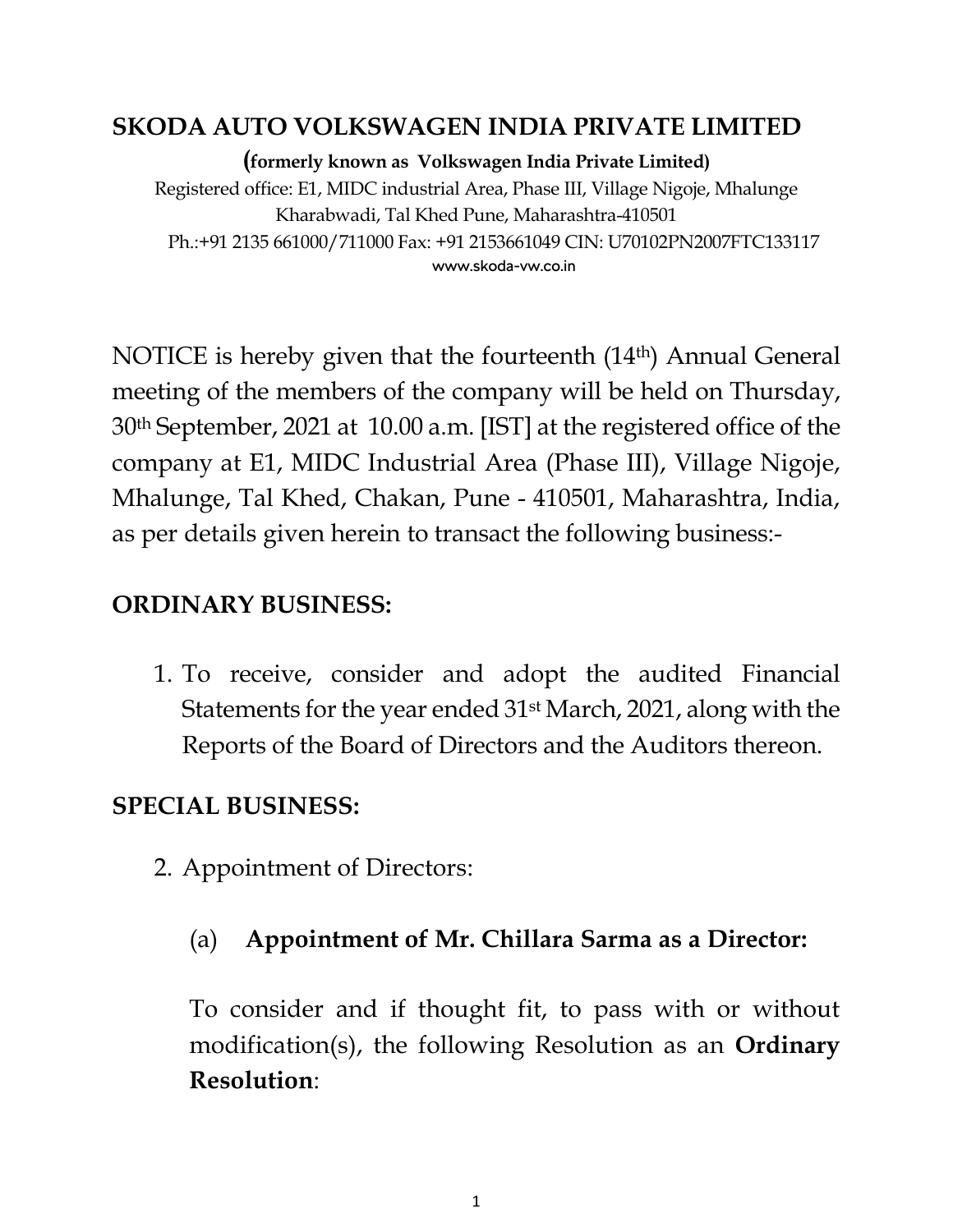# SKODA AUTO VOLKSWAGEN INDIA PRIVATE LIMITED

**(formerly known as Volkswagen India Private Limited)**

Registered office: E1, MIDC industrial Area, Phase III, Village Nigoje, Mhalunge Kharabwadi, Tal Khed Pune, Maharashtra-410501

Ph.:+91 2135 661000/711000 Fax: +91 2153661049 CIN: U70102PN2007FTC133117

www.skoda-vw.co.in

NOTICE is hereby given that the fourteenth (14th) Annual General meeting of the members of the company will be held on Thursday, 30th September, 2021 at 10.00 a.m. [IST] at the registered office of the company at E1, MIDC Industrial Area (Phase III), Village Nigoje, Mhalunge, Tal Khed, Chakan, Pune - 410501, Maharashtra, India, as per details given herein to transact the following business:-

## ORDINARY BUSINESS:

1. To receive, consider and adopt the audited Financial Statements for the year ended 31st March, 2021, along with the Reports of the Board of Directors and the Auditors thereon.

## SPECIAL BUSINESS:

2. Appointment of Directors:

   (a) **Appointment of Mr. Chillara Sarma as a Director:**

   To consider and if thought fit, to pass with or without modification(s), the following Resolution as an **Ordinary Resolution**: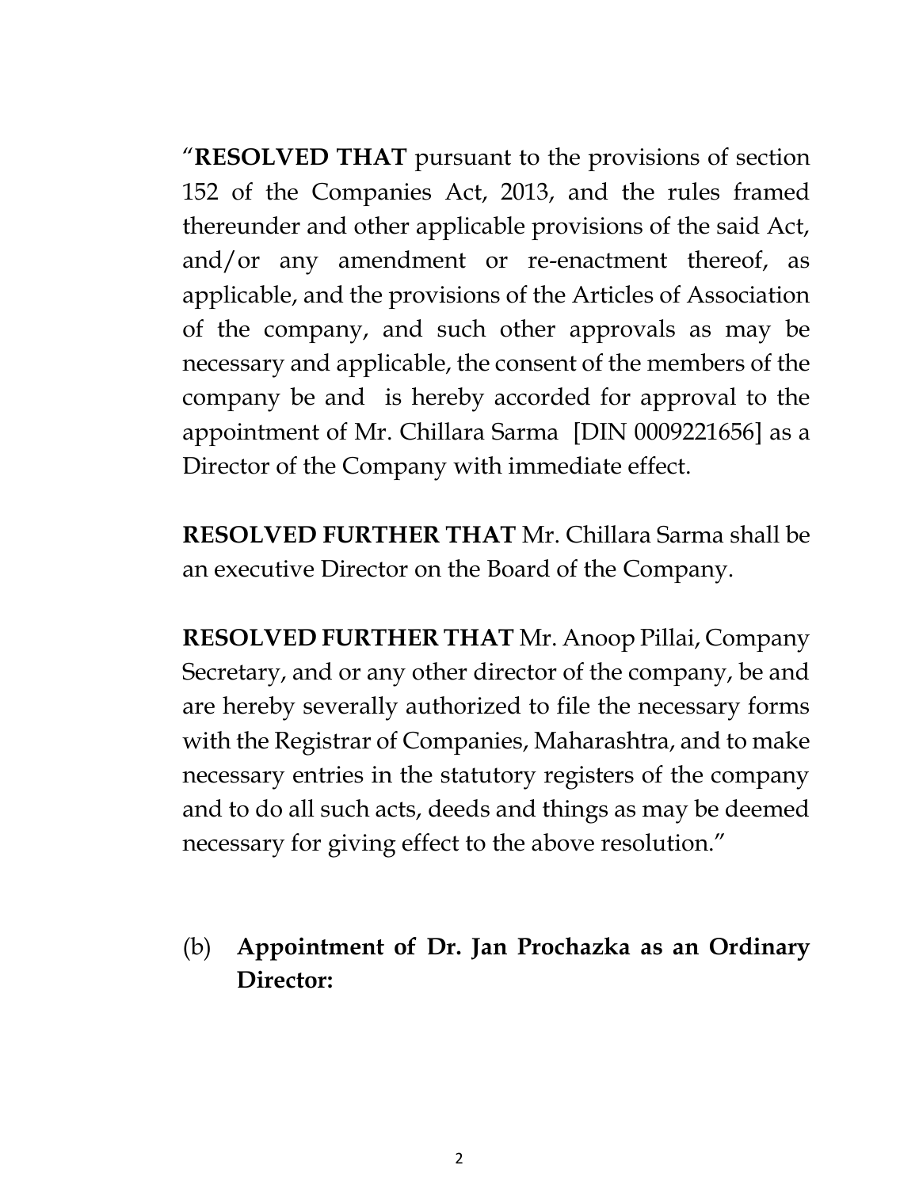"**RESOLVED THAT** pursuant to the provisions of section 152 of the Companies Act, 2013, and the rules framed thereunder and other applicable provisions of the said Act, and/or any amendment or re-enactment thereof, as applicable, and the provisions of the Articles of Association of the company, and such other approvals as may be necessary and applicable, the consent of the members of the company be and is hereby accorded for approval to the appointment of Mr. Chillara Sarma [DIN 0009221656] as a Director of the Company with immediate effect.

**RESOLVED FURTHER THAT** Mr. Chillara Sarma shall be an executive Director on the Board of the Company.

**RESOLVED FURTHER THAT** Mr. Anoop Pillai, Company Secretary, and or any other director of the company, be and are hereby severally authorized to file the necessary forms with the Registrar of Companies, Maharashtra, and to make necessary entries in the statutory registers of the company and to do all such acts, deeds and things as may be deemed necessary for giving effect to the above resolution."

(b) **Appointment of Dr. Jan Prochazka as an Ordinary Director:**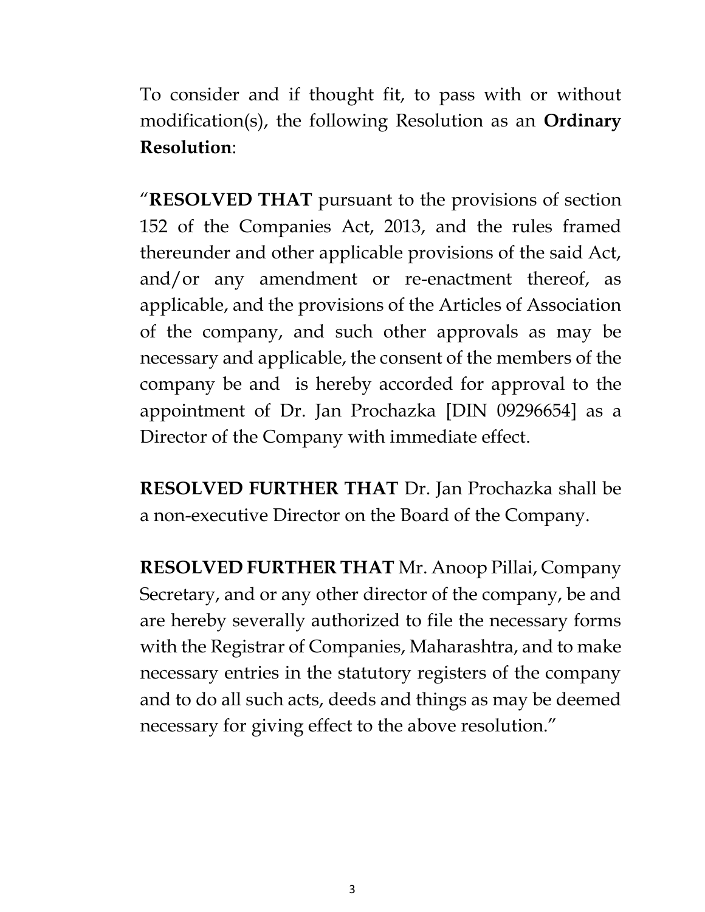To consider and if thought fit, to pass with or without modification(s), the following Resolution as an **Ordinary Resolution**:

"**RESOLVED THAT** pursuant to the provisions of section 152 of the Companies Act, 2013, and the rules framed thereunder and other applicable provisions of the said Act, and/or any amendment or re-enactment thereof, as applicable, and the provisions of the Articles of Association of the company, and such other approvals as may be necessary and applicable, the consent of the members of the company be and is hereby accorded for approval to the appointment of Dr. Jan Prochazka [DIN 09296654] as a Director of the Company with immediate effect.

**RESOLVED FURTHER THAT** Dr. Jan Prochazka shall be a non-executive Director on the Board of the Company.

**RESOLVED FURTHER THAT** Mr. Anoop Pillai, Company Secretary, and or any other director of the company, be and are hereby severally authorized to file the necessary forms with the Registrar of Companies, Maharashtra, and to make necessary entries in the statutory registers of the company and to do all such acts, deeds and things as may be deemed necessary for giving effect to the above resolution."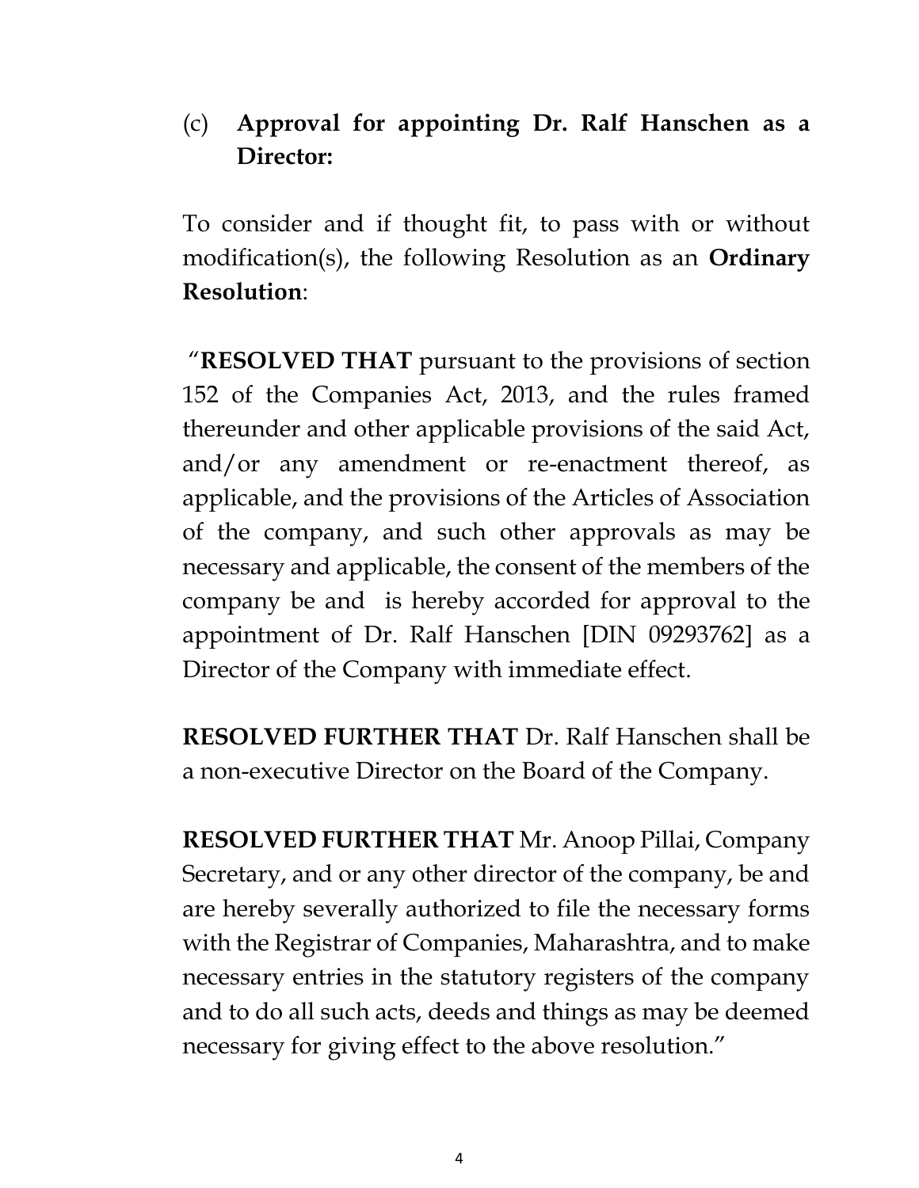(c) **Approval for appointing Dr. Ralf Hanschen as a Director:**

To consider and if thought fit, to pass with or without modification(s), the following Resolution as an **Ordinary Resolution**:

"**RESOLVED THAT** pursuant to the provisions of section 152 of the Companies Act, 2013, and the rules framed thereunder and other applicable provisions of the said Act, and/or any amendment or re-enactment thereof, as applicable, and the provisions of the Articles of Association of the company, and such other approvals as may be necessary and applicable, the consent of the members of the company be and is hereby accorded for approval to the appointment of Dr. Ralf Hanschen [DIN 09293762] as a Director of the Company with immediate effect.

**RESOLVED FURTHER THAT** Dr. Ralf Hanschen shall be a non-executive Director on the Board of the Company.

**RESOLVED FURTHER THAT** Mr. Anoop Pillai, Company Secretary, and or any other director of the company, be and are hereby severally authorized to file the necessary forms with the Registrar of Companies, Maharashtra, and to make necessary entries in the statutory registers of the company and to do all such acts, deeds and things as may be deemed necessary for giving effect to the above resolution."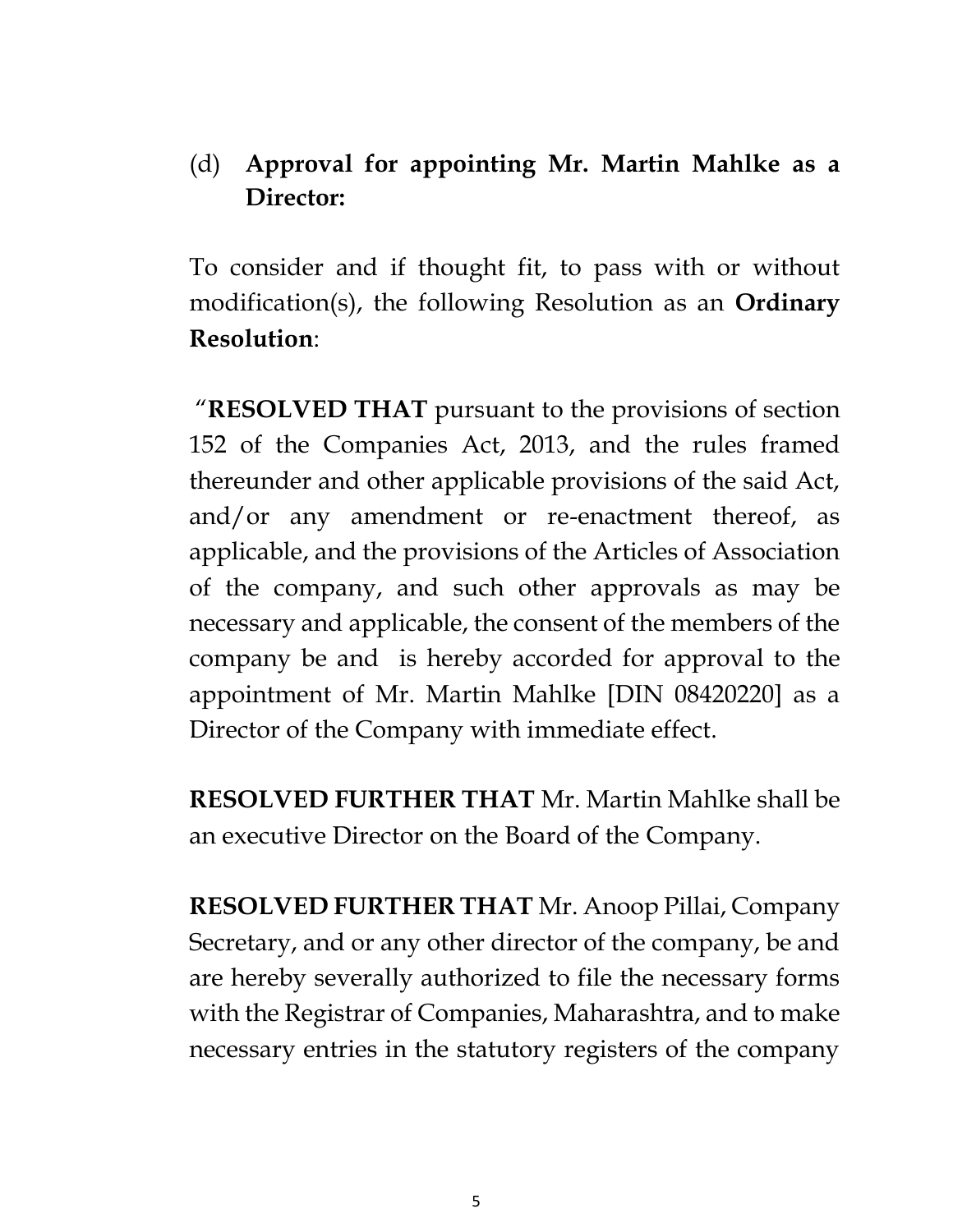(d) **Approval for appointing Mr. Martin Mahlke as a Director:**

To consider and if thought fit, to pass with or without modification(s), the following Resolution as an **Ordinary Resolution**:

"**RESOLVED THAT** pursuant to the provisions of section 152 of the Companies Act, 2013, and the rules framed thereunder and other applicable provisions of the said Act, and/or any amendment or re-enactment thereof, as applicable, and the provisions of the Articles of Association of the company, and such other approvals as may be necessary and applicable, the consent of the members of the company be and is hereby accorded for approval to the appointment of Mr. Martin Mahlke [DIN 08420220] as a Director of the Company with immediate effect.

**RESOLVED FURTHER THAT** Mr. Martin Mahlke shall be an executive Director on the Board of the Company.

**RESOLVED FURTHER THAT** Mr. Anoop Pillai, Company Secretary, and or any other director of the company, be and are hereby severally authorized to file the necessary forms with the Registrar of Companies, Maharashtra, and to make necessary entries in the statutory registers of the company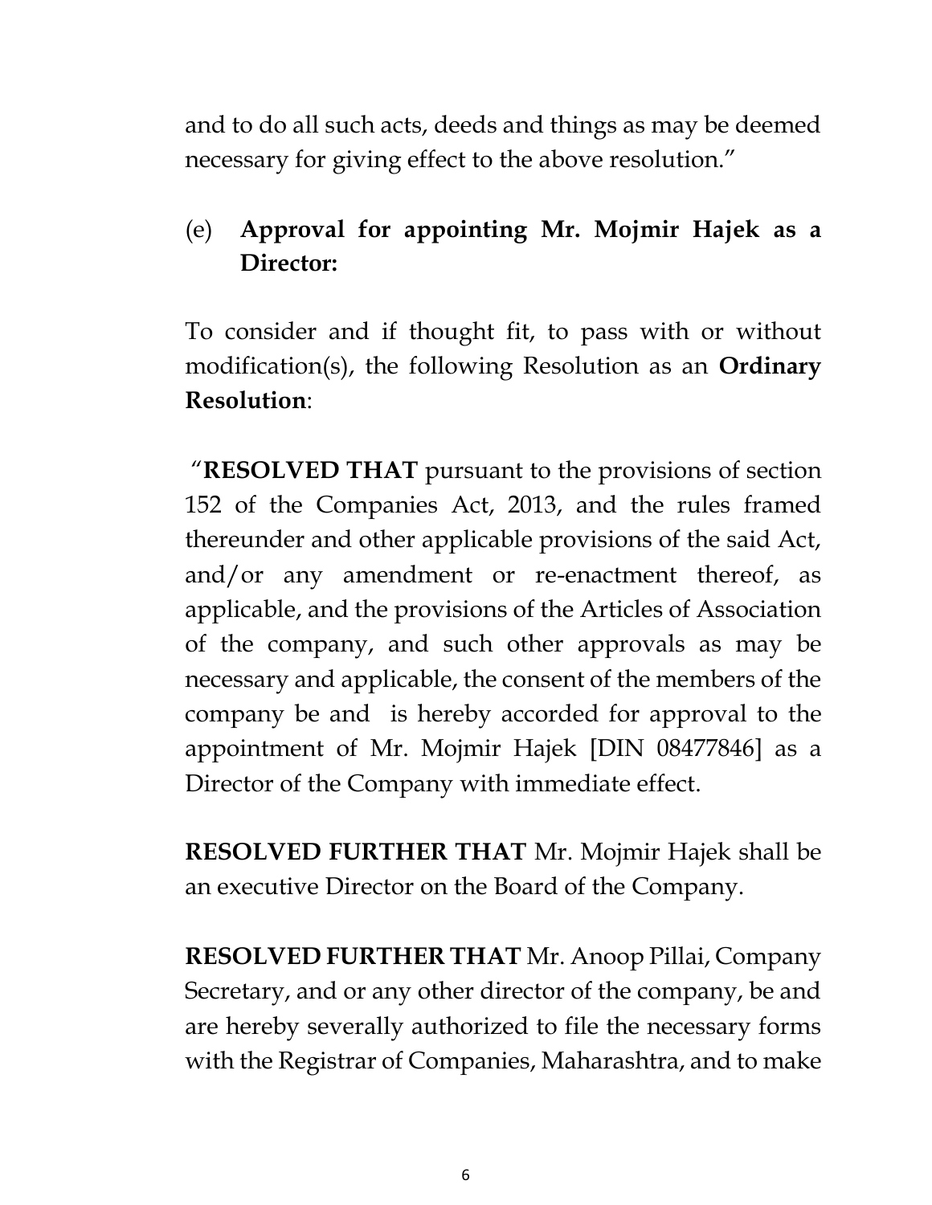and to do all such acts, deeds and things as may be deemed necessary for giving effect to the above resolution."

(e) **Approval for appointing Mr. Mojmir Hajek as a Director:**

To consider and if thought fit, to pass with or without modification(s), the following Resolution as an **Ordinary Resolution**:

"**RESOLVED THAT** pursuant to the provisions of section 152 of the Companies Act, 2013, and the rules framed thereunder and other applicable provisions of the said Act, and/or any amendment or re-enactment thereof, as applicable, and the provisions of the Articles of Association of the company, and such other approvals as may be necessary and applicable, the consent of the members of the company be and is hereby accorded for approval to the appointment of Mr. Mojmir Hajek [DIN 08477846] as a Director of the Company with immediate effect.

**RESOLVED FURTHER THAT** Mr. Mojmir Hajek shall be an executive Director on the Board of the Company.

**RESOLVED FURTHER THAT** Mr. Anoop Pillai, Company Secretary, and or any other director of the company, be and are hereby severally authorized to file the necessary forms with the Registrar of Companies, Maharashtra, and to make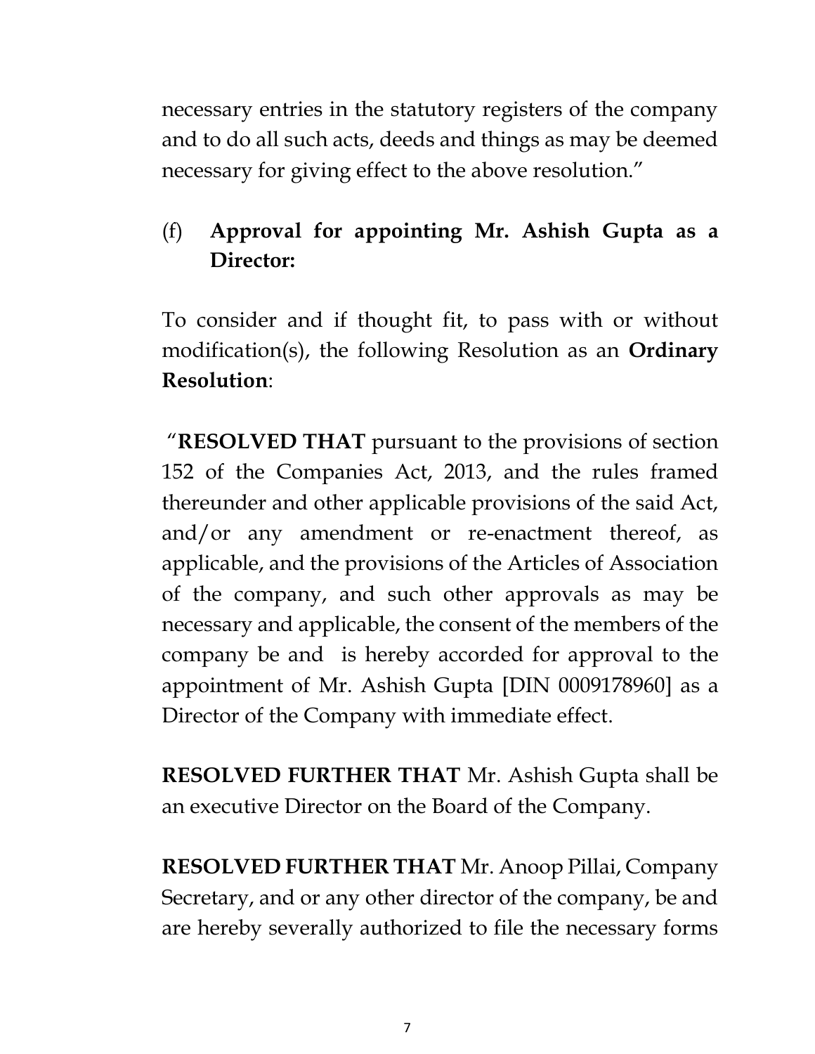necessary entries in the statutory registers of the company and to do all such acts, deeds and things as may be deemed necessary for giving effect to the above resolution."

(f) **Approval for appointing Mr. Ashish Gupta as a Director:**

To consider and if thought fit, to pass with or without modification(s), the following Resolution as an **Ordinary Resolution**:

"**RESOLVED THAT** pursuant to the provisions of section 152 of the Companies Act, 2013, and the rules framed thereunder and other applicable provisions of the said Act, and/or any amendment or re-enactment thereof, as applicable, and the provisions of the Articles of Association of the company, and such other approvals as may be necessary and applicable, the consent of the members of the company be and is hereby accorded for approval to the appointment of Mr. Ashish Gupta [DIN 0009178960] as a Director of the Company with immediate effect.

**RESOLVED FURTHER THAT** Mr. Ashish Gupta shall be an executive Director on the Board of the Company.

**RESOLVED FURTHER THAT** Mr. Anoop Pillai, Company Secretary, and or any other director of the company, be and are hereby severally authorized to file the necessary forms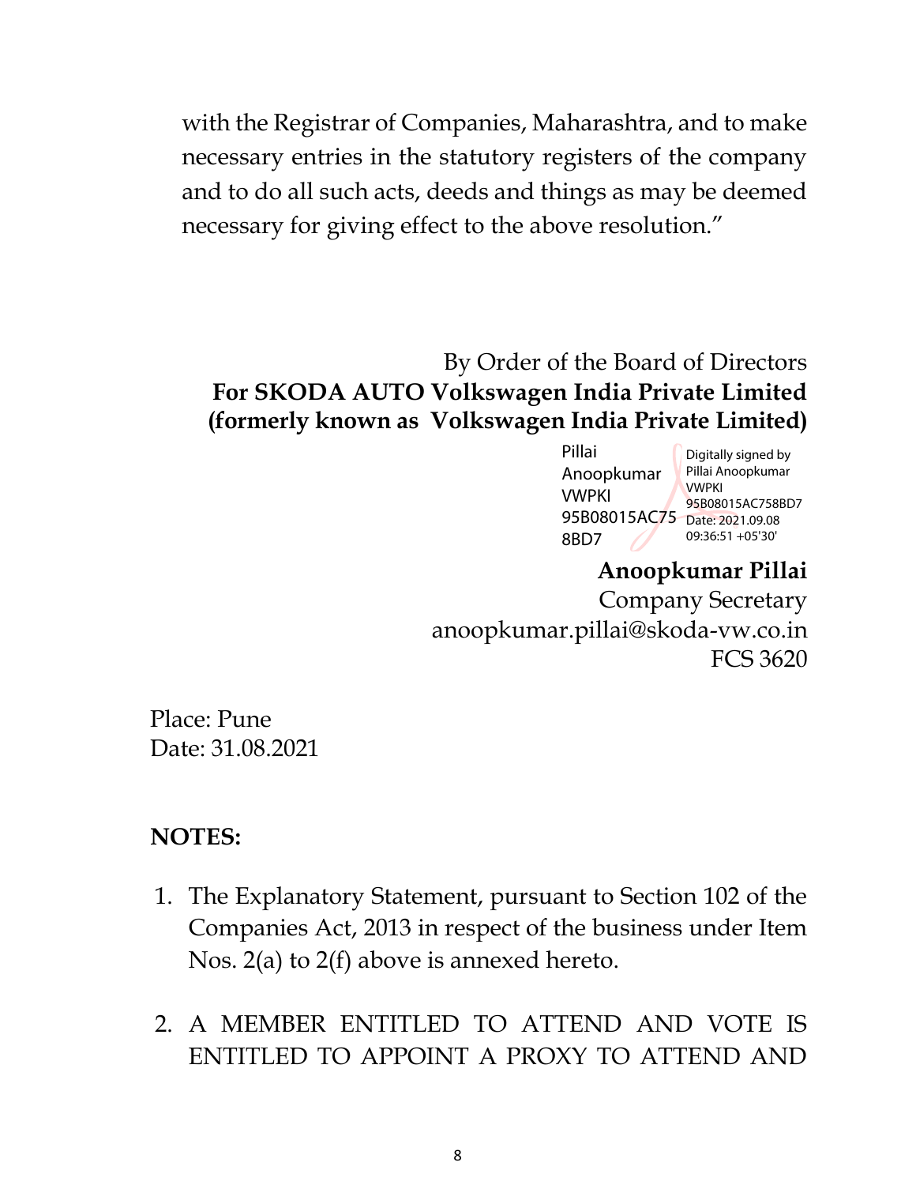with the Registrar of Companies, Maharashtra, and to make necessary entries in the statutory registers of the company and to do all such acts, deeds and things as may be deemed necessary for giving effect to the above resolution."

By Order of the Board of Directors
**For SKODA AUTO Volkswagen India Private Limited**
**(formerly known as Volkswagen India Private Limited)**

Pillai Anoopkumar VWPKI 95B08015AC758BD7

Digitally signed by Pillai Anoopkumar VWPKI 95B08015AC758BD7
Date: 2021.09.08 09:36:51 +05'30'

**Anoopkumar Pillai**
Company Secretary
anoopkumar.pillai@skoda-vw.co.in
FCS 3620

Place: Pune
Date: 31.08.2021

**NOTES:**

1. The Explanatory Statement, pursuant to Section 102 of the Companies Act, 2013 in respect of the business under Item Nos. 2(a) to 2(f) above is annexed hereto.

2. A MEMBER ENTITLED TO ATTEND AND VOTE IS ENTITLED TO APPOINT A PROXY TO ATTEND AND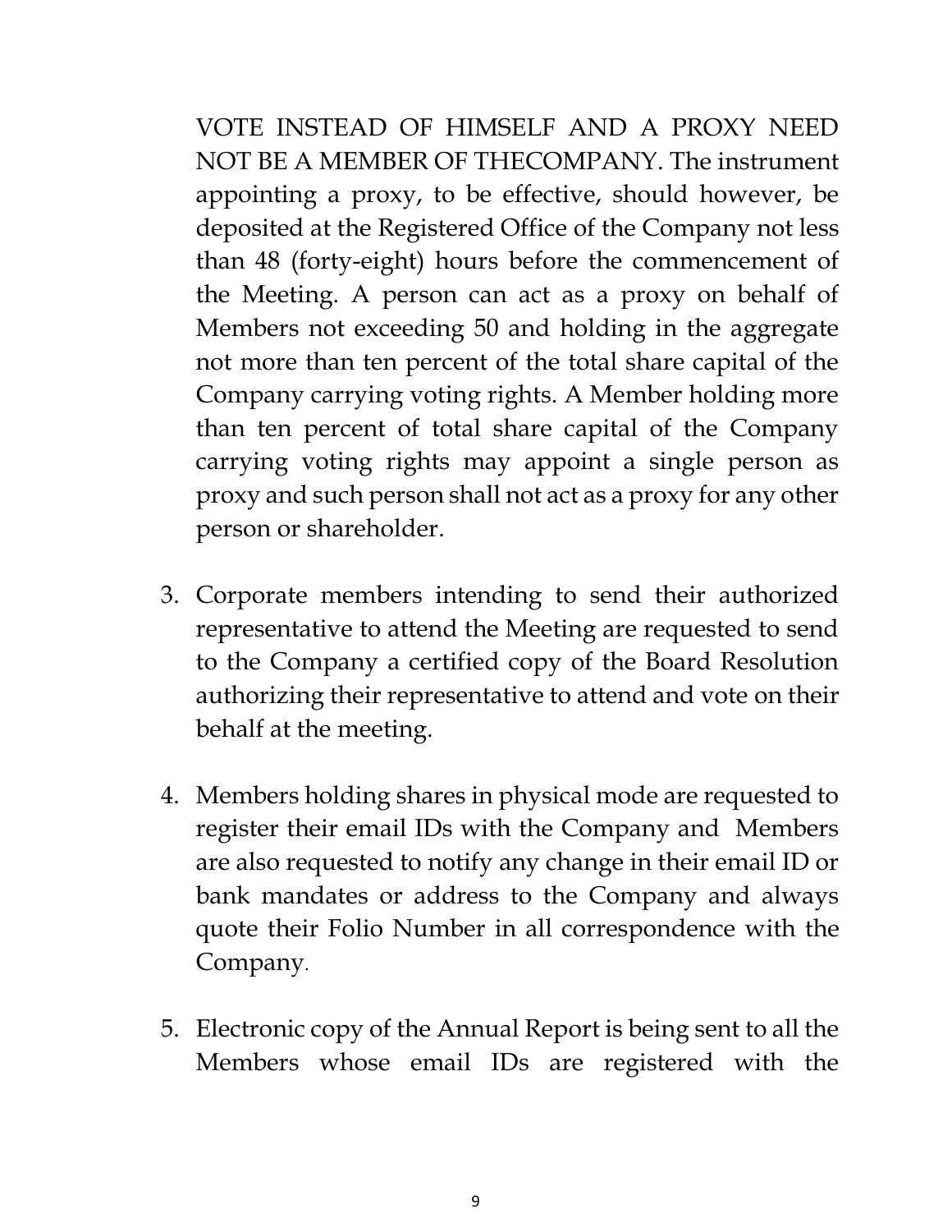VOTE INSTEAD OF HIMSELF AND A PROXY NEED NOT BE A MEMBER OF THECOMPANY. The instrument appointing a proxy, to be effective, should however, be deposited at the Registered Office of the Company not less than 48 (forty-eight) hours before the commencement of the Meeting. A person can act as a proxy on behalf of Members not exceeding 50 and holding in the aggregate not more than ten percent of the total share capital of the Company carrying voting rights. A Member holding more than ten percent of total share capital of the Company carrying voting rights may appoint a single person as proxy and such person shall not act as a proxy for any other person or shareholder.

3. Corporate members intending to send their authorized representative to attend the Meeting are requested to send to the Company a certified copy of the Board Resolution authorizing their representative to attend and vote on their behalf at the meeting.

4. Members holding shares in physical mode are requested to register their email IDs with the Company and Members are also requested to notify any change in their email ID or bank mandates or address to the Company and always quote their Folio Number in all correspondence with the Company.

5. Electronic copy of the Annual Report is being sent to all the Members whose email IDs are registered with the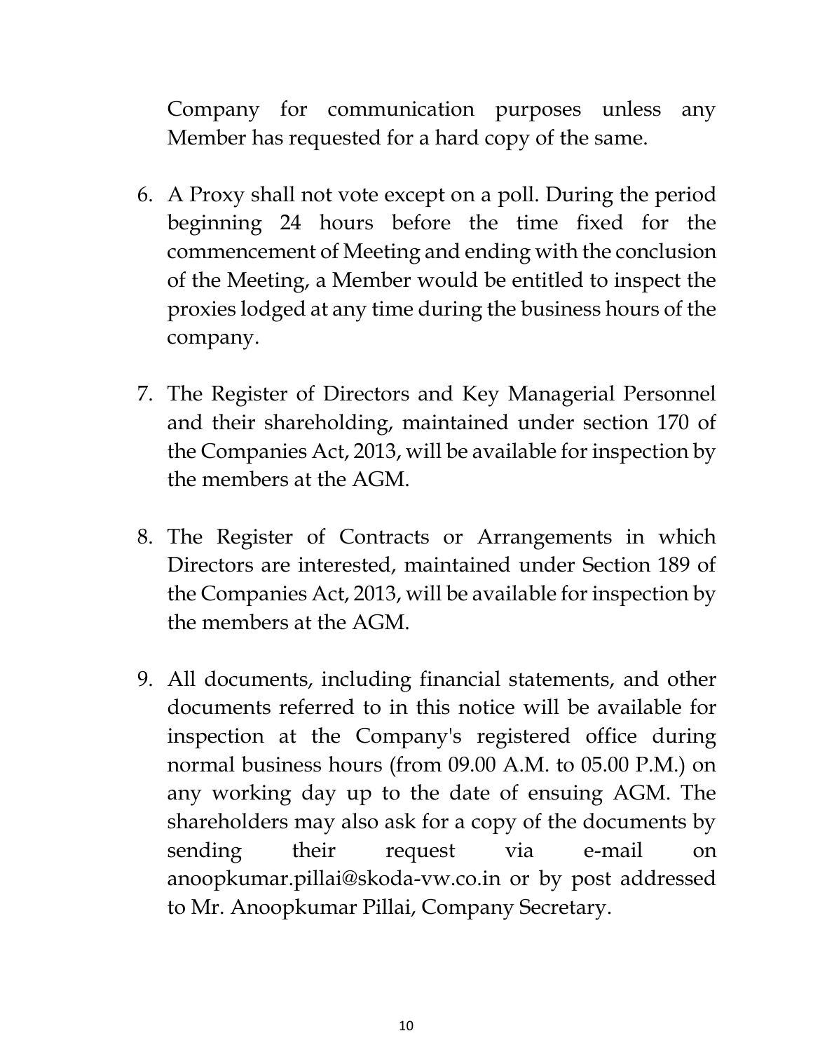Company for communication purposes unless any Member has requested for a hard copy of the same.

6. A Proxy shall not vote except on a poll. During the period beginning 24 hours before the time fixed for the commencement of Meeting and ending with the conclusion of the Meeting, a Member would be entitled to inspect the proxies lodged at any time during the business hours of the company.

7. The Register of Directors and Key Managerial Personnel and their shareholding, maintained under section 170 of the Companies Act, 2013, will be available for inspection by the members at the AGM.

8. The Register of Contracts or Arrangements in which Directors are interested, maintained under Section 189 of the Companies Act, 2013, will be available for inspection by the members at the AGM.

9. All documents, including financial statements, and other documents referred to in this notice will be available for inspection at the Company's registered office during normal business hours (from 09.00 A.M. to 05.00 P.M.) on any working day up to the date of ensuing AGM. The shareholders may also ask for a copy of the documents by sending their request via e-mail on anoopkumar.pillai@skoda-vw.co.in or by post addressed to Mr. Anoopkumar Pillai, Company Secretary.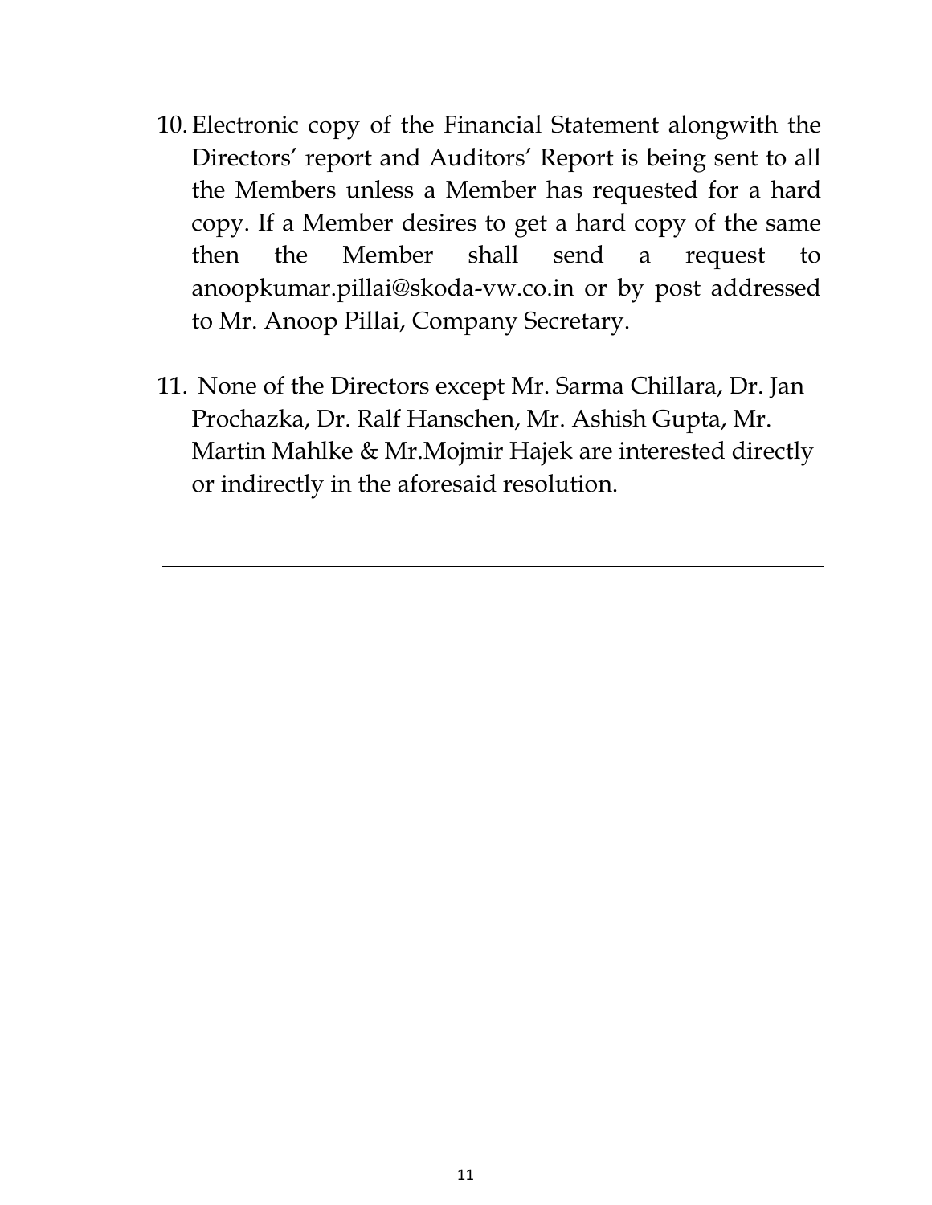10. Electronic copy of the Financial Statement alongwith the Directors' report and Auditors' Report is being sent to all the Members unless a Member has requested for a hard copy. If a Member desires to get a hard copy of the same then the Member shall send a request to anoopkumar.pillai@skoda-vw.co.in or by post addressed to Mr. Anoop Pillai, Company Secretary.

11. None of the Directors except Mr. Sarma Chillara, Dr. Jan Prochazka, Dr. Ralf Hanschen, Mr. Ashish Gupta, Mr. Martin Mahlke & Mr.Mojmir Hajek are interested directly or indirectly in the aforesaid resolution.

---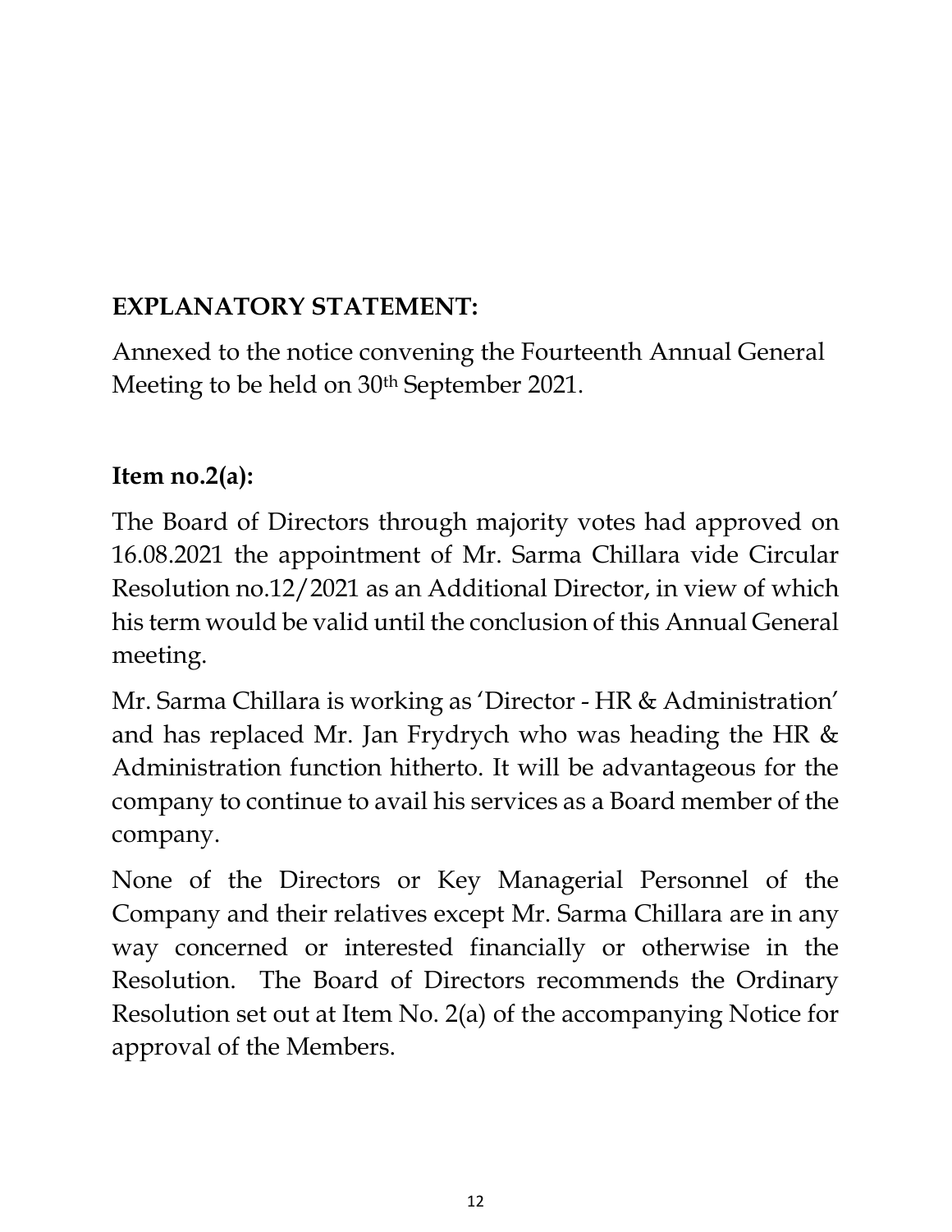**EXPLANATORY STATEMENT:**

Annexed to the notice convening the Fourteenth Annual General Meeting to be held on 30th September 2021.

**Item no.2(a):**

The Board of Directors through majority votes had approved on 16.08.2021 the appointment of Mr. Sarma Chillara vide Circular Resolution no.12/2021 as an Additional Director, in view of which his term would be valid until the conclusion of this Annual General meeting.

Mr. Sarma Chillara is working as 'Director - HR & Administration' and has replaced Mr. Jan Frydrych who was heading the HR & Administration function hitherto. It will be advantageous for the company to continue to avail his services as a Board member of the company.

None of the Directors or Key Managerial Personnel of the Company and their relatives except Mr. Sarma Chillara are in any way concerned or interested financially or otherwise in the Resolution. The Board of Directors recommends the Ordinary Resolution set out at Item No. 2(a) of the accompanying Notice for approval of the Members.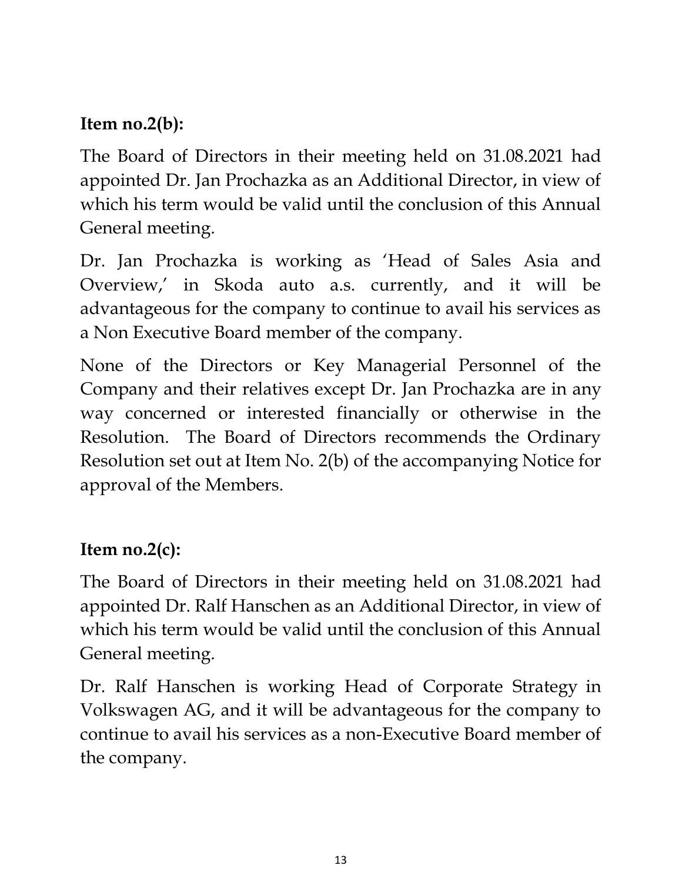**Item no.2(b):**

The Board of Directors in their meeting held on 31.08.2021 had appointed Dr. Jan Prochazka as an Additional Director, in view of which his term would be valid until the conclusion of this Annual General meeting.

Dr. Jan Prochazka is working as 'Head of Sales Asia and Overview,' in Skoda auto a.s. currently, and it will be advantageous for the company to continue to avail his services as a Non Executive Board member of the company.

None of the Directors or Key Managerial Personnel of the Company and their relatives except Dr. Jan Prochazka are in any way concerned or interested financially or otherwise in the Resolution. The Board of Directors recommends the Ordinary Resolution set out at Item No. 2(b) of the accompanying Notice for approval of the Members.

**Item no.2(c):**

The Board of Directors in their meeting held on 31.08.2021 had appointed Dr. Ralf Hanschen as an Additional Director, in view of which his term would be valid until the conclusion of this Annual General meeting.

Dr. Ralf Hanschen is working Head of Corporate Strategy in Volkswagen AG, and it will be advantageous for the company to continue to avail his services as a non-Executive Board member of the company.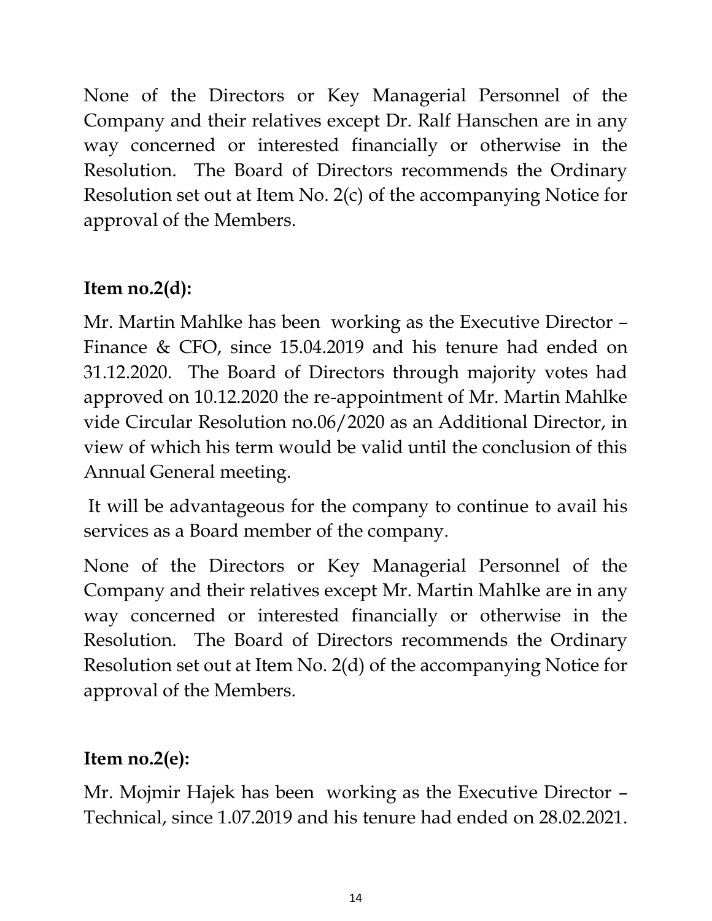None of the Directors or Key Managerial Personnel of the Company and their relatives except Dr. Ralf Hanschen are in any way concerned or interested financially or otherwise in the Resolution. The Board of Directors recommends the Ordinary Resolution set out at Item No. 2(c) of the accompanying Notice for approval of the Members.

**Item no.2(d):**

Mr. Martin Mahlke has been working as the Executive Director – Finance & CFO, since 15.04.2019 and his tenure had ended on 31.12.2020. The Board of Directors through majority votes had approved on 10.12.2020 the re-appointment of Mr. Martin Mahlke vide Circular Resolution no.06/2020 as an Additional Director, in view of which his term would be valid until the conclusion of this Annual General meeting.

It will be advantageous for the company to continue to avail his services as a Board member of the company.

None of the Directors or Key Managerial Personnel of the Company and their relatives except Mr. Martin Mahlke are in any way concerned or interested financially or otherwise in the Resolution. The Board of Directors recommends the Ordinary Resolution set out at Item No. 2(d) of the accompanying Notice for approval of the Members.

**Item no.2(e):**

Mr. Mojmir Hajek has been working as the Executive Director – Technical, since 1.07.2019 and his tenure had ended on 28.02.2021.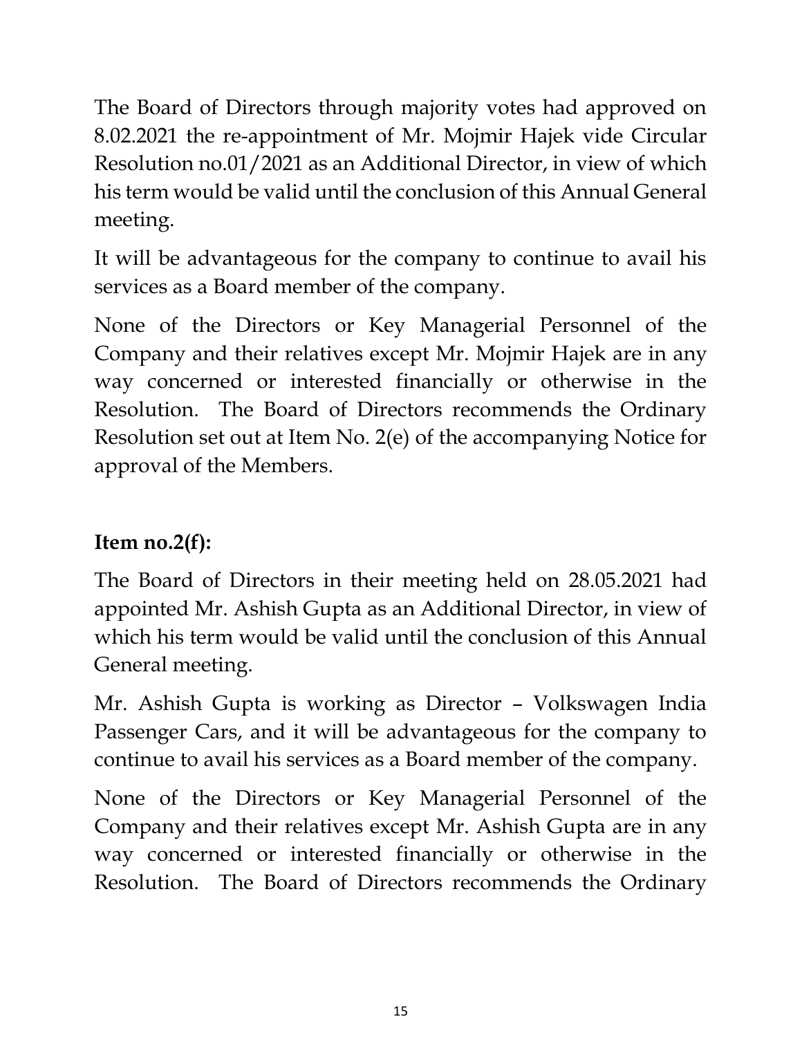The Board of Directors through majority votes had approved on 8.02.2021 the re-appointment of Mr. Mojmir Hajek vide Circular Resolution no.01/2021 as an Additional Director, in view of which his term would be valid until the conclusion of this Annual General meeting.

It will be advantageous for the company to continue to avail his services as a Board member of the company.

None of the Directors or Key Managerial Personnel of the Company and their relatives except Mr. Mojmir Hajek are in any way concerned or interested financially or otherwise in the Resolution. The Board of Directors recommends the Ordinary Resolution set out at Item No. 2(e) of the accompanying Notice for approval of the Members.

**Item no.2(f):**

The Board of Directors in their meeting held on 28.05.2021 had appointed Mr. Ashish Gupta as an Additional Director, in view of which his term would be valid until the conclusion of this Annual General meeting.

Mr. Ashish Gupta is working as Director – Volkswagen India Passenger Cars, and it will be advantageous for the company to continue to avail his services as a Board member of the company.

None of the Directors or Key Managerial Personnel of the Company and their relatives except Mr. Ashish Gupta are in any way concerned or interested financially or otherwise in the Resolution. The Board of Directors recommends the Ordinary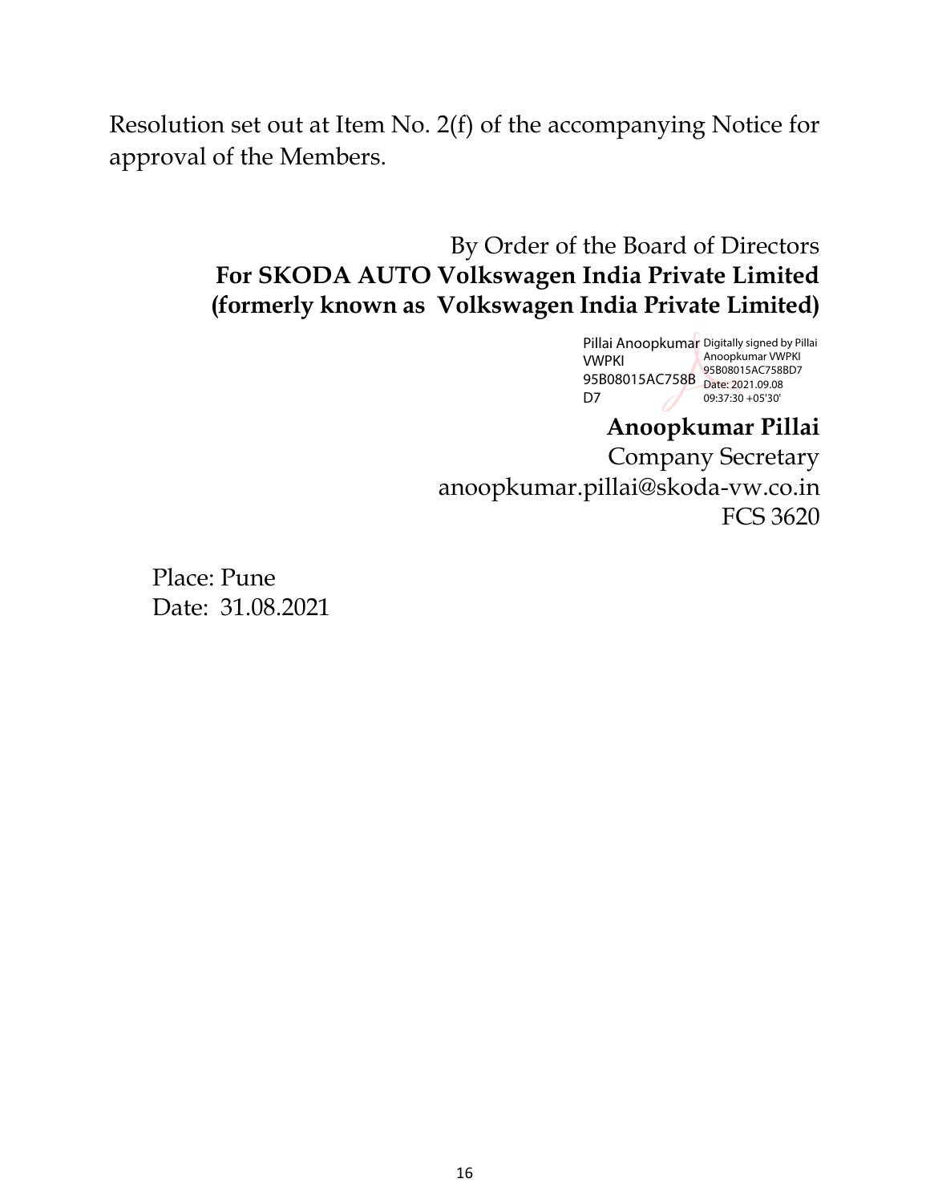Resolution set out at Item No. 2(f) of the accompanying Notice for approval of the Members.

By Order of the Board of Directors
**For SKODA AUTO Volkswagen India Private Limited**
**(formerly known as Volkswagen India Private Limited)**

Pillai Anoopkumar VWPKI 95B08015AC758B D7 Digitally signed by Pillai Anoopkumar VWPKI 95B08015AC758BD7 Date: 2021.09.08 09:37:30 +05'30'

**Anoopkumar Pillai**
Company Secretary
anoopkumar.pillai@skoda-vw.co.in
FCS 3620

Place: Pune
Date: 31.08.2021